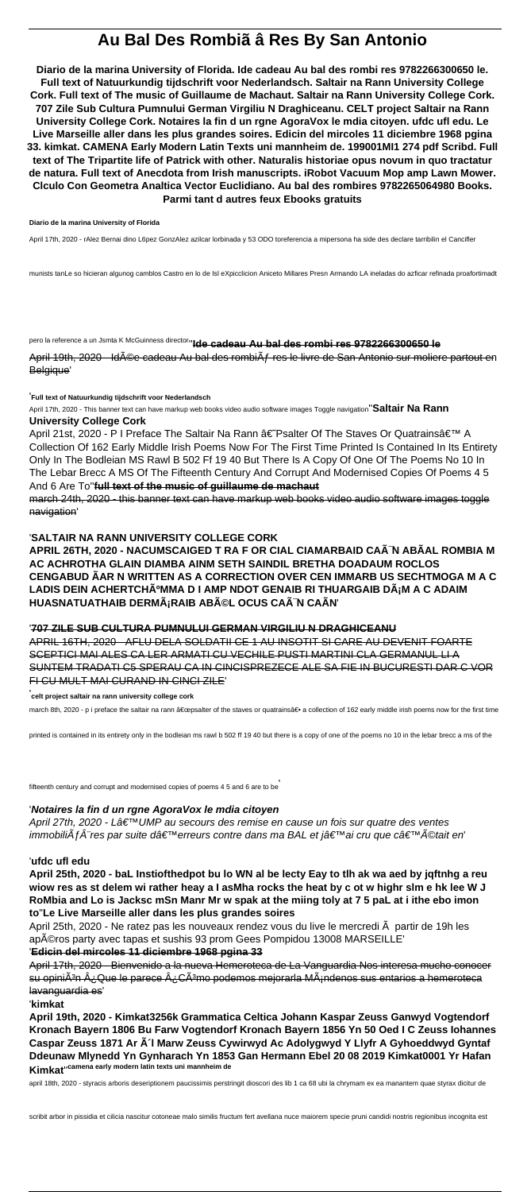# Au Bal Des Rombiã â Res By San Antonio

**Diario de la marina University of Florida. Ide cadeau Au bal des rombi res 9782266300650 le. Full text of Natuurkundig tijdschrift voor Nederlandsch. Saltair na Rann University College Cork. Full text of The music of Guillaume de Machaut. Saltair na Rann University College Cork. 707 Zile Sub Cultura Pumnului German Virgiliu N Dragliceanu. CELT project Saltair na Rann University College Cork. Notaires la fin d un rgne AgoraVox le mdia citoyen. ufdc ufl edu. Le Live Marseille aller dans les plus grandes soires. Edicin del mircoles 11 diciembre 1968 pgina 33. kimkat. CAMENA Early Modern Latin Texts uni mannheim de. 199001Ml1 274 pdf Scribd. Full text of The Tripartite life of Patrick with other. Naturalis historiae opus novum in quo tractatur de natura. Full text of Anecdota from Irish manuscripts. iRobot Vacuum Mop amp Lawn Mower. Clculo Con Geometra Analtica Vector Euclidiano. Au bal des rombires 9782265064980 Books. Parmi tant d autres feux Ebooks gratuits**

**Diario de la marina University of Florida**

April 17th, 2020 - rAlez Bernai dino L6pez GonzAlez azilcar lorbinada y 53 ODO toreferencia a mipersona ha side des declare tarribilin el Cancifler munists tanLe so hicieran algunog camblos Castro en lo de Isl eXpicclicion Aniceto Millares Presn Armando LA ineladas do azficar refinada proafortimadt pero la reference a un Jsmta K McGuinness director''**Ide cadeau Au bal des rombi res 9782266300650 le**

April 19th, 2020 - IdÃ©e cadeau Au bal des rombiÃƒ res le livre de San Antonio sur moliere partout en Belgique'

'**Full text of Natuurkundig tijdschrift voor Nederlandsch**

April 17th, 2020 - This banner text can have markup web books video audio software images Toggle navigation''**Saltair Na Rann University College Cork**

April 21st, 2020 - P I Preface The Saltair Na Rann â€˜Psalter Of The Staves Or Quatrainsâ€™ A Collection Of 162 Early Middle Irish Poems Now For The First Time Printed Is Contained In Its Entirety Only In The Bodleian MS Rawl B 502 Ff 19 40 But There Is A Copy Of One Of The Poems No 10 In The Lebar Brecc A MS Of The Fifteenth Century And Corrupt And Modernised Copies Of Poems 4 5 And 6 Are To''**full text of the music of guillaume de machaut**

march 24th, 2020 - this banner text can have markup web books video audio software images toggle navigation'

'**SALTAIR NA RANN UNIVERSITY COLLEGE CORK**

**APRIL 26TH, 2020 - NACUMSCAIGED T RA F OR CIAL CIAMARBAID CAÃ¯N ABÃAL ROMBIA M AC ACHROTHA GLAIN DIAMBA AINM SETH SAINDIL BRETHA DOADAUM ROCLOS CENGABUD ÃAR N WRITTEN AS A CORRECTION OVER CEN IMMARB US SECHTMOGA M A C LADIS DEIN ACHERTCHÃºMMA D I AMP NDOT GENAIB RI THUARGAIB DÃ¡M A C ADAIM HUASNATUATHAIB DERMÃ¡RAIB ABÃ©L OCUS CAÃ¯N CAÃN**'

'**707 ZILE SUB CULTURA PUMNULUI GERMAN VIRGILIU N DRAGHICEANU**

APRIL 16TH, 2020 - AFLU DELA SOLDATII CE 1 AU INSOTIT SI CARE AU DEVENIT FOARTE SCEPTICI MAI ALES CA LER ARMATI CU VECHILE PUSTI MARTINI CLA GERMANUL LI A SUNTEM TRADATI C5 SPERAU CA IN CINCISPREZECE ALE SA FIE IN BUCURESTI DAR C VOR FI CU MULT MAI CURAND IN CINCI ZILE'

'**celt project saltair na rann university college cork**

march 8th, 2020 - p i preface the saltair na rann â€œpsalter of the staves or quatrainsâ€ a collection of 162 early middle irish poems now for the first time printed is contained in its entirety only in the bodleian ms rawl b 502 ff 19 40 but there is a copy of one of the poems no 10 in the lebar brecc a ms of the fifteenth century and corrupt and modernised copies of poems 4 5 and 6 are to be'

'***Notaires la fin d un rgne AgoraVox le mdia citoyen***

*April 27th, 2020 - Lâ€™UMP au secours des remise en cause un fois sur quatre des ventes immobiliÃƒÂ¨res par suite dâ€™erreurs contre dans ma BAL et jâ€™ai cru que câ€™Ã©tait en*'

'**ufdc ufl edu**

**April 25th, 2020 - baL Instiofthedpot bu lo WN al be lecty Eay to tlh ak wa aed by jqftnhg a reu wiow res as st delem wi rather heay a l asMha rocks the heat by c ot w highr slm e hk lee W J RoMbia and Lo is Jacksc mSn Manr Mr w spak at the miing toly at 7 5 paL at i ithe ebo imon to**''**Le Live Marseille aller dans les plus grandes soires**

April 25th, 2020 - Ne ratez pas les nouveaux rendez vous du live le mercredi Ã partir de 19h les apÃ©ros party avec tapas et sushis 93 prom Gees Pompidou 13008 MARSEILLE'

'**Edicin del mircoles 11 diciembre 1968 pgina 33**

April 17th, 2020 - Bienvenido a la nueva Hemeroteca de La Vanguardia Nos interesa mucho conocer su opiniÃ³n Â¿Que le parece Â¿CÃ³mo podemos mejorarla MÃ¡ndenos sus entarios a hemeroteca lavanguardia es'

'**kimkat**

**April 19th, 2020 - Kimkat3256k Grammatica Celtica Johann Kaspar Zeuss Ganwyd Vogtendorf Kronach Bayern 1806 Bu Farw Vogtendorf Kronach Bayern 1856 Yn 50 Oed I C Zeuss Iohannes Caspar Zeuss 1871 Ar Ã˜l Marw Zeuss Cywirwyd Ac Adolygwyd Y Llyfr A Gyhoeddwyd Gyntaf Ddeunaw Mlynedd Yn Gynharach Yn 1853 Gan Hermann Ebel 20 08 2019 Kimkat0001 Yr Hafan Kimkat**''**camena early modern latin texts uni mannheim de**

april 18th, 2020 - styracis arboris deseriptionem paucissimis perstringit dioscori des lib 1 ca 68 ubi la chrymam ex ea manantem quae styrax dicitur de scribit arbor in pissidia et cilicia nascitur cotoneae malo similis fructum fert avellana nuce maiorem specie pruni candidi nostris regionibus incognita est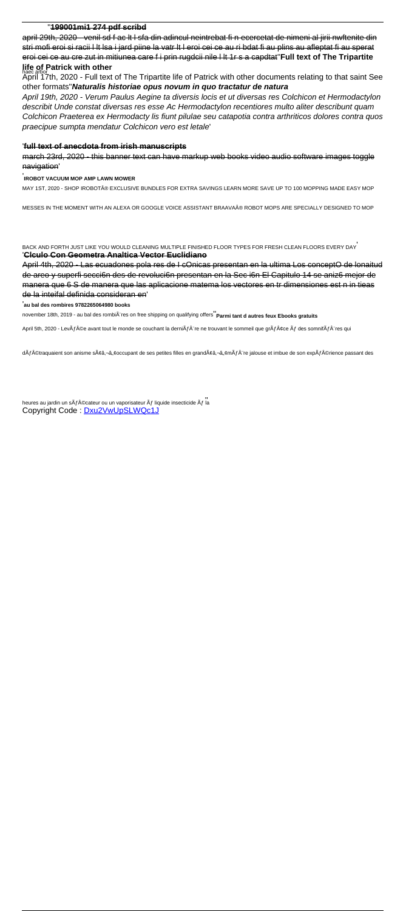"**199001mi1 274 pdf scribd**

april 29th, 2020 - venil sd f ac lt l sfa din adincul neintrebat fi n ecercetat de nimeni al jirii nwftenite din stri mofi eroi si racii l lt lsa i jard piine la vatr lt l eroi cei ce au ri bdat fi au plins au afleptat fi au sperat eroi cei ce au cre zut in mitiunea care f i prin rugdcii nile l lt 1r s a capdtat"**Full text of The Tripartite life of Patrick with other**

haec arbor

April 17th, 2020 - Full text of The Tripartite life of Patrick with other documents relating to that saint See other formats"***Naturalis historiae opus novum in quo tractatur de natura***

*April 19th, 2020 - Verum Paulus Aegine ta diversis locis et ut diversas res Colchicon et Hermodactylon describit Unde constat diversas res esse Ac Hermodactylon recentiores multo aliter describunt quam Colchicon Praeterea ex Hermodacty lis fiunt pilulae seu catapotia contra arthriticos dolores contra quos praecipue sumpta mendatur Colchicon vero est letale*'

'**full text of anecdota from irish manuscripts**

march 23rd, 2020 - this banner text can have markup web books video audio software images toggle navigation'

'**IROBOT VACUUM MOP AMP LAWN MOWER**

MAY 1ST, 2020 - SHOP IROBOT® EXCLUSIVE BUNDLES FOR EXTRA SAVINGS LEARN MORE SAVE UP TO 100 MOPPING MADE EASY MOP

MESSES IN THE MOMENT WITH AN ALEXA OR GOOGLE VOICE ASSISTANT BRAAVA® ROBOT MOPS ARE SPECIALLY DESIGNED TO MOP

BACK AND FORTH JUST LIKE YOU WOULD CLEANING MULTIPLE FINISHED FLOOR TYPES FOR FRESH CLEAN FLOORS EVERY DAY'

'**Clculo Con Geometra Analtica Vector Euclidiano**

April 4th, 2020 - Las ecuadones pola res de l cOnicas presentan en la ultima Los conceptO de lonaitud de areo y superfi secci6n des de revoluci6n presentan en la Sec i6n El Capitulo 14 se aniz6 mejor de manera que 6 S de manera que las aplicacione matema los vectores en tr dimensiones est n in tieas de la inteifal definida consideran en'

'**au bal des rombires 9782265064980 books**

november 18th, 2019 - au bal des rombiÃ¨res on free shipping on qualifying offers"**Parmi tant d autres feux Ebooks gratuits**

April 5th, 2020 - LevÃƒÂ©e avant tout le monde se couchant la derniÃƒÂ¨re ne trouvant le sommeil que grÃƒÂ¢ce Ãƒ des somnifÃƒÂ¨res qui

dÃƒÂ©traquaient son anisme sÃ¢â‚¬â„¢occupant de ses petites filles en grandÃ¢â‚¬â„¢mÃƒÂ¨re jalouse et imbue de son expÃƒÂ©rience passant des

heures au jardin un sÃƒÂ©cateur ou un vaporisateur Ãƒ liquide insecticide Ãƒ la''

Copyright Code : Dxu2VwUpSLWQc1J